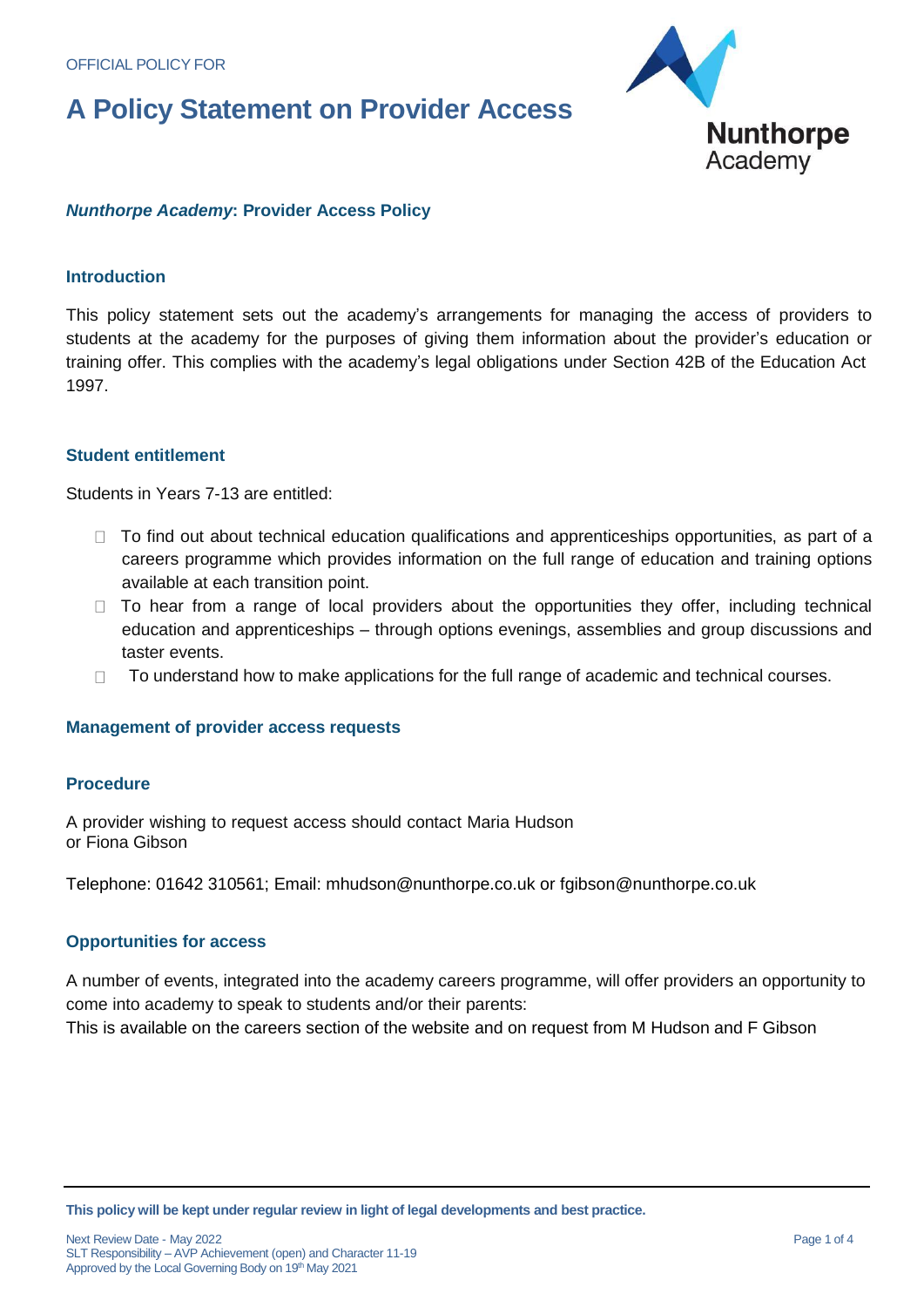OFFICIAL POLICY FOR

# A Policy Statement on Provider Access

Nunthorpe Academy

## *Nunthorpe Academy*: Provider Access Policy

### Introduction

This policy statement sets out the academy's arrangements for managing the access of providers to students at the academy for the purposes of giving them information about the provider's education or training offer. This complies with the academy's legal obligations under Section 42B of the Education Act 1997.

### Student entitlement

Students in Years 7-13 are entitled:

- To find out about technical education qualifications and apprenticeships opportunities, as part of a careers programme which provides information on the full range of education and training options available at each transition point.
- To hear from a range of local providers about the opportunities they offer, including technical education and apprenticeships – through options evenings, assemblies and group discussions and taster events.
- To understand how to make applications for the full range of academic and technical courses.

### Management of provider access requests

### Procedure

A provider wishing to request access should contact Maria Hudson or Fiona Gibson

Telephone: 01642 310561; Email: mhudson@nunthorpe.co.uk or fgibson@nunthorpe.co.uk

### Opportunities for access

A number of events, integrated into the academy careers programme, will offer providers an opportunity to come into academy to speak to students and/or their parents:
This is available on the careers section of the website and on request from M Hudson and F Gibson

**This policy will be kept under regular review in light of legal developments and best practice.**

Next Review Date - May 2022
SLT Responsibility – AVP Achievement (open) and Character 11-19
Approved by the Local Governing Body on 19th May 2021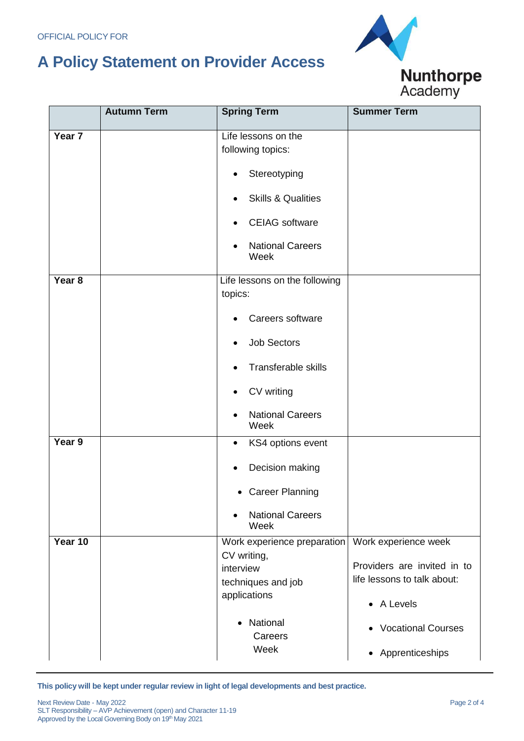OFFICIAL POLICY FOR

# A Policy Statement on Provider Access

| | Autumn Term | Spring Term | Summer Term |
|---|---|---|---|
| **Year 7** | | Life lessons on the following topics:<br>• Stereotyping<br>• Skills & Qualities<br>• CEIAG software<br>• National Careers Week | |
| **Year 8** | | Life lessons on the following topics:<br>• Careers software<br>• Job Sectors<br>• Transferable skills<br>• CV writing<br>• National Careers Week | |
| **Year 9** | | • KS4 options event<br>• Decision making<br>• Career Planning<br>• National Careers Week | |
| **Year 10** | | Work experience preparation CV writing, interview techniques and job applications<br>• National Careers Week | Work experience week<br>Providers are invited in to life lessons to talk about:<br>• A Levels<br>• Vocational Courses<br>• Apprenticeships |

**This policy will be kept under regular review in light of legal developments and best practice.**

Next Review Date - May 2022
SLT Responsibility – AVP Achievement (open) and Character 11-19
Approved by the Local Governing Body on 19th May 2021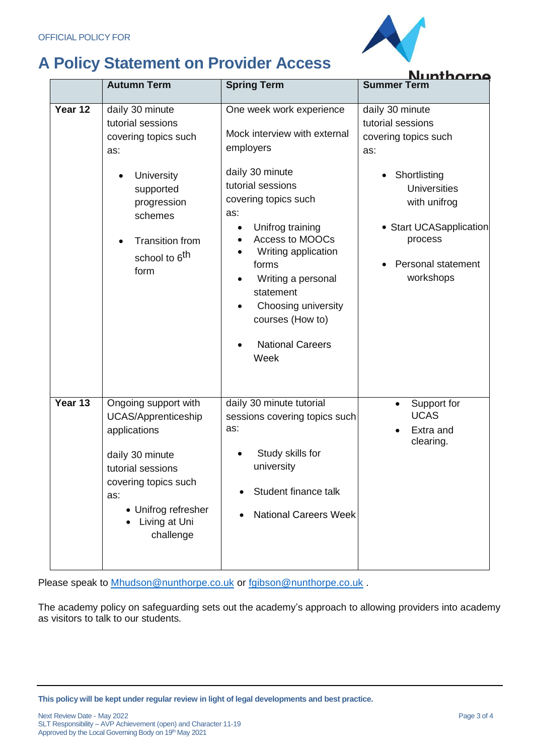OFFICIAL POLICY FOR

# A Policy Statement on Provider Access

| | Autumn Term | Spring Term | Summer Term |
|---|---|---|---|
| **Year 12** | daily 30 minute tutorial sessions covering topics such as: <br>• University supported progression schemes <br>• Transition from school to 6th form | One week work experience <br><br>Mock interview with external employers <br><br>daily 30 minute tutorial sessions covering topics such as: <br>• Unifrog training <br>• Access to MOOCs <br>• Writing application forms <br>• Writing a personal statement <br>• Choosing university courses (How to) <br>• National Careers Week | daily 30 minute tutorial sessions covering topics such as: <br>• Shortlisting Universities with unifrog <br>• Start UCASapplication process <br>• Personal statement workshops |
| **Year 13** | Ongoing support with UCAS/Apprenticeship applications <br><br>daily 30 minute tutorial sessions covering topics such as: <br>• Unifrog refresher <br>• Living at Uni challenge | daily 30 minute tutorial sessions covering topics such as: <br>• Study skills for university <br>• Student finance talk <br>• National Careers Week | • Support for UCAS <br>• Extra and clearing. |

Please speak to Mhudson@nunthorpe.co.uk or fgibson@nunthorpe.co.uk .

The academy policy on safeguarding sets out the academy's approach to allowing providers into academy as visitors to talk to our students.

**This policy will be kept under regular review in light of legal developments and best practice.**

Next Review Date - May 2022
SLT Responsibility – AVP Achievement (open) and Character 11-19
Approved by the Local Governing Body on 19th May 2021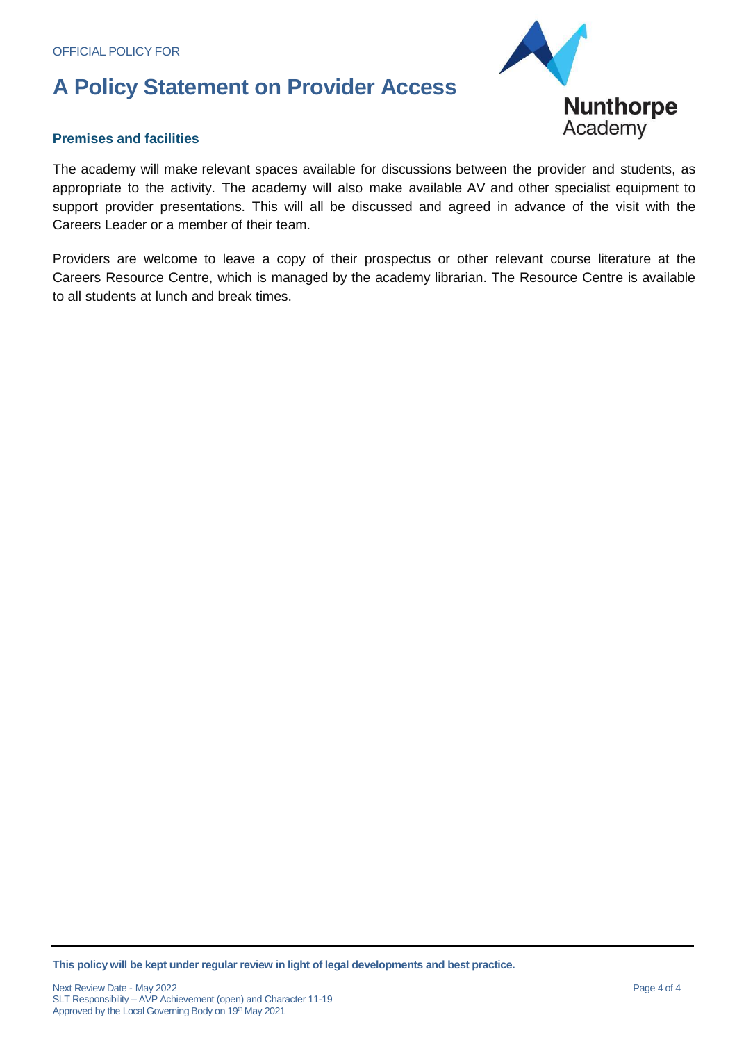## Premises and facilities

The academy will make relevant spaces available for discussions between the provider and students, as appropriate to the activity. The academy will also make available AV and other specialist equipment to support provider presentations. This will all be discussed and agreed in advance of the visit with the Careers Leader or a member of their team.

Providers are welcome to leave a copy of their prospectus or other relevant course literature at the Careers Resource Centre, which is managed by the academy librarian. The Resource Centre is available to all students at lunch and break times.